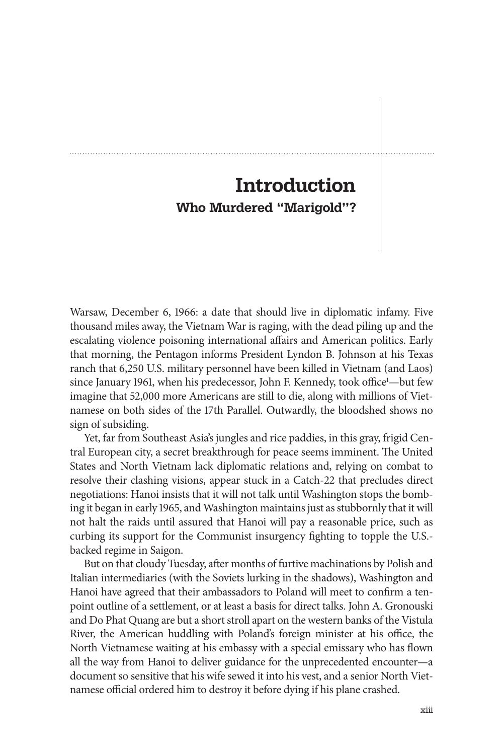# Introduction

## Who Murdered "Marigold"?

Warsaw, December 6, 1966: a date that should live in diplomatic infamy. Five thousand miles away, the Vietnam War is raging, with the dead piling up and the escalating violence poisoning international affairs and American politics. Early that morning, the Pentagon informs President Lyndon B. Johnson at his Texas ranch that 6,250 U.S. military personnel have been killed in Vietnam (and Laos) since January 1961, when his predecessor, John F. Kennedy, took office[1]—but few imagine that 52,000 more Americans are still to die, along with millions of Vietnamese on both sides of the 17th Parallel. Outwardly, the bloodshed shows no sign of subsiding.

Yet, far from Southeast Asia's jungles and rice paddies, in this gray, frigid Central European city, a secret breakthrough for peace seems imminent. The United States and North Vietnam lack diplomatic relations and, relying on combat to resolve their clashing visions, appear stuck in a Catch-22 that precludes direct negotiations: Hanoi insists that it will not talk until Washington stops the bombing it began in early 1965, and Washington maintains just as stubbornly that it will not halt the raids until assured that Hanoi will pay a reasonable price, such as curbing its support for the Communist insurgency fighting to topple the U.S.-backed regime in Saigon.

But on that cloudy Tuesday, after months of furtive machinations by Polish and Italian intermediaries (with the Soviets lurking in the shadows), Washington and Hanoi have agreed that their ambassadors to Poland will meet to confirm a ten-point outline of a settlement, or at least a basis for direct talks. John A. Gronouski and Do Phat Quang are but a short stroll apart on the western banks of the Vistula River, the American huddling with Poland's foreign minister at his office, the North Vietnamese waiting at his embassy with a special emissary who has flown all the way from Hanoi to deliver guidance for the unprecedented encounter—a document so sensitive that his wife sewed it into his vest, and a senior North Vietnamese official ordered him to destroy it before dying if his plane crashed.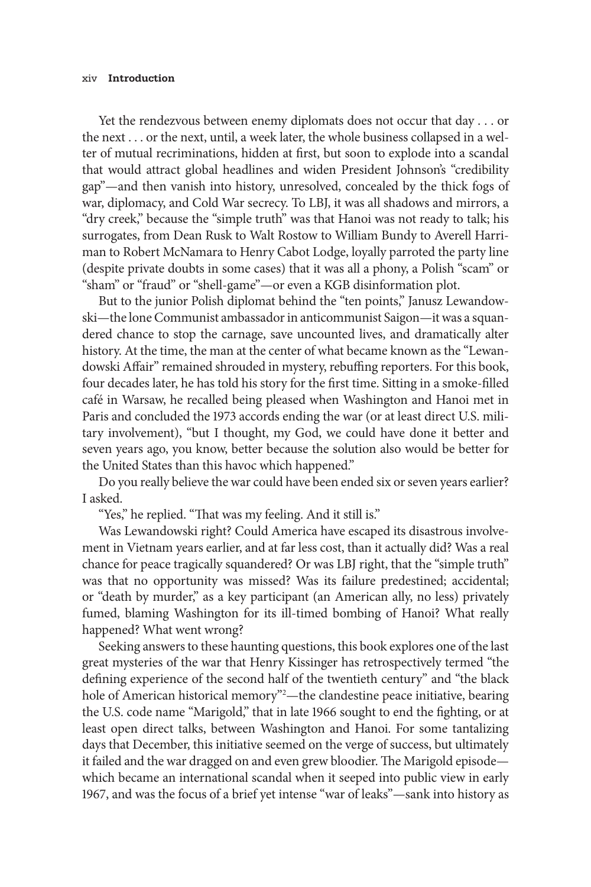Yet the rendezvous between enemy diplomats does not occur that day . . . or the next . . . or the next, until, a week later, the whole business collapsed in a welter of mutual recriminations, hidden at first, but soon to explode into a scandal that would attract global headlines and widen President Johnson's "credibility gap"—and then vanish into history, unresolved, concealed by the thick fogs of war, diplomacy, and Cold War secrecy. To LBJ, it was all shadows and mirrors, a "dry creek," because the "simple truth" was that Hanoi was not ready to talk; his surrogates, from Dean Rusk to Walt Rostow to William Bundy to Averell Harriman to Robert McNamara to Henry Cabot Lodge, loyally parroted the party line (despite private doubts in some cases) that it was all a phony, a Polish "scam" or "sham" or "fraud" or "shell-game"—or even a KGB disinformation plot.

But to the junior Polish diplomat behind the "ten points," Janusz Lewandowski—the lone Communist ambassador in anticommunist Saigon—it was a squandered chance to stop the carnage, save uncounted lives, and dramatically alter history. At the time, the man at the center of what became known as the "Lewandowski Affair" remained shrouded in mystery, rebuffing reporters. For this book, four decades later, he has told his story for the first time. Sitting in a smoke-filled café in Warsaw, he recalled being pleased when Washington and Hanoi met in Paris and concluded the 1973 accords ending the war (or at least direct U.S. military involvement), "but I thought, my God, we could have done it better and seven years ago, you know, better because the solution also would be better for the United States than this havoc which happened."

Do you really believe the war could have been ended six or seven years earlier? I asked.

"Yes," he replied. "That was my feeling. And it still is."

Was Lewandowski right? Could America have escaped its disastrous involvement in Vietnam years earlier, and at far less cost, than it actually did? Was a real chance for peace tragically squandered? Or was LBJ right, that the "simple truth" was that no opportunity was missed? Was its failure predestined; accidental; or "death by murder," as a key participant (an American ally, no less) privately fumed, blaming Washington for its ill-timed bombing of Hanoi? What really happened? What went wrong?

Seeking answers to these haunting questions, this book explores one of the last great mysteries of the war that Henry Kissinger has retrospectively termed "the defining experience of the second half of the twentieth century" and "the black hole of American historical memory"[2]—the clandestine peace initiative, bearing the U.S. code name "Marigold," that in late 1966 sought to end the fighting, or at least open direct talks, between Washington and Hanoi. For some tantalizing days that December, this initiative seemed on the verge of success, but ultimately it failed and the war dragged on and even grew bloodier. The Marigold episode—which became an international scandal when it seeped into public view in early 1967, and was the focus of a brief yet intense "war of leaks"—sank into history as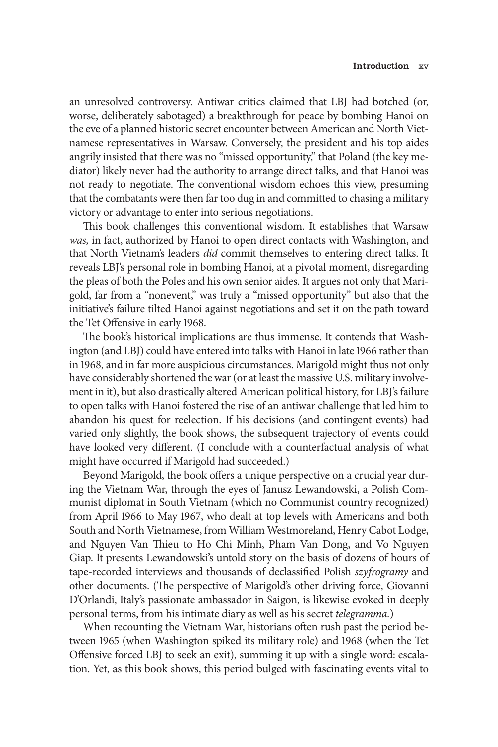an unresolved controversy. Antiwar critics claimed that LBJ had botched (or, worse, deliberately sabotaged) a breakthrough for peace by bombing Hanoi on the eve of a planned historic secret encounter between American and North Vietnamese representatives in Warsaw. Conversely, the president and his top aides angrily insisted that there was no "missed opportunity," that Poland (the key mediator) likely never had the authority to arrange direct talks, and that Hanoi was not ready to negotiate. The conventional wisdom echoes this view, presuming that the combatants were then far too dug in and committed to chasing a military victory or advantage to enter into serious negotiations.

This book challenges this conventional wisdom. It establishes that Warsaw *was,* in fact, authorized by Hanoi to open direct contacts with Washington, and that North Vietnam's leaders *did* commit themselves to entering direct talks. It reveals LBJ's personal role in bombing Hanoi, at a pivotal moment, disregarding the pleas of both the Poles and his own senior aides. It argues not only that Marigold, far from a "nonevent," was truly a "missed opportunity" but also that the initiative's failure tilted Hanoi against negotiations and set it on the path toward the Tet Offensive in early 1968.

The book's historical implications are thus immense. It contends that Washington (and LBJ) could have entered into talks with Hanoi in late 1966 rather than in 1968, and in far more auspicious circumstances. Marigold might thus not only have considerably shortened the war (or at least the massive U.S. military involvement in it), but also drastically altered American political history, for LBJ's failure to open talks with Hanoi fostered the rise of an antiwar challenge that led him to abandon his quest for reelection. If his decisions (and contingent events) had varied only slightly, the book shows, the subsequent trajectory of events could have looked very different. (I conclude with a counterfactual analysis of what might have occurred if Marigold had succeeded.)

Beyond Marigold, the book offers a unique perspective on a crucial year during the Vietnam War, through the eyes of Janusz Lewandowski, a Polish Communist diplomat in South Vietnam (which no Communist country recognized) from April 1966 to May 1967, who dealt at top levels with Americans and both South and North Vietnamese, from William Westmoreland, Henry Cabot Lodge, and Nguyen Van Thieu to Ho Chi Minh, Pham Van Dong, and Vo Nguyen Giap. It presents Lewandowski's untold story on the basis of dozens of hours of tape-recorded interviews and thousands of declassified Polish *szyfrogramy* and other documents. (The perspective of Marigold's other driving force, Giovanni D'Orlandi, Italy's passionate ambassador in Saigon, is likewise evoked in deeply personal terms, from his intimate diary as well as his secret *telegramma.*)

When recounting the Vietnam War, historians often rush past the period between 1965 (when Washington spiked its military role) and 1968 (when the Tet Offensive forced LBJ to seek an exit), summing it up with a single word: escalation. Yet, as this book shows, this period bulged with fascinating events vital to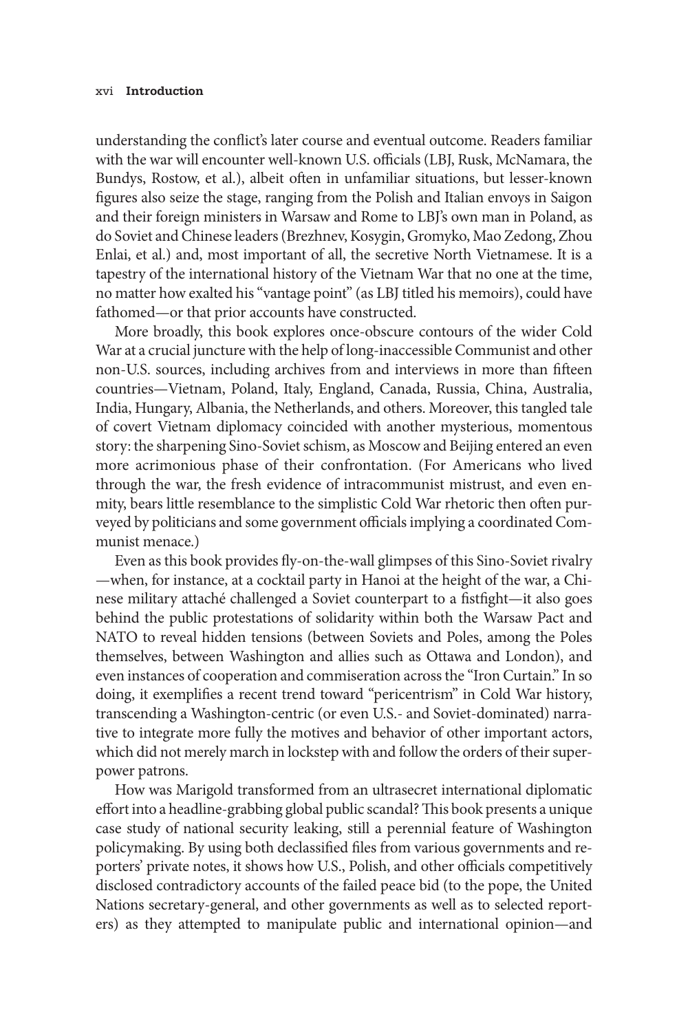understanding the conflict's later course and eventual outcome. Readers familiar with the war will encounter well-known U.S. officials (LBJ, Rusk, McNamara, the Bundys, Rostow, et al.), albeit often in unfamiliar situations, but lesser-known figures also seize the stage, ranging from the Polish and Italian envoys in Saigon and their foreign ministers in Warsaw and Rome to LBJ's own man in Poland, as do Soviet and Chinese leaders (Brezhnev, Kosygin, Gromyko, Mao Zedong, Zhou Enlai, et al.) and, most important of all, the secretive North Vietnamese. It is a tapestry of the international history of the Vietnam War that no one at the time, no matter how exalted his "vantage point" (as LBJ titled his memoirs), could have fathomed—or that prior accounts have constructed.

More broadly, this book explores once-obscure contours of the wider Cold War at a crucial juncture with the help of long-inaccessible Communist and other non-U.S. sources, including archives from and interviews in more than fifteen countries—Vietnam, Poland, Italy, England, Canada, Russia, China, Australia, India, Hungary, Albania, the Netherlands, and others. Moreover, this tangled tale of covert Vietnam diplomacy coincided with another mysterious, momentous story: the sharpening Sino-Soviet schism, as Moscow and Beijing entered an even more acrimonious phase of their confrontation. (For Americans who lived through the war, the fresh evidence of intracommunist mistrust, and even enmity, bears little resemblance to the simplistic Cold War rhetoric then often purveyed by politicians and some government officials implying a coordinated Communist menace.)

Even as this book provides fly-on-the-wall glimpses of this Sino-Soviet rivalry—when, for instance, at a cocktail party in Hanoi at the height of the war, a Chinese military attaché challenged a Soviet counterpart to a fistfight—it also goes behind the public protestations of solidarity within both the Warsaw Pact and NATO to reveal hidden tensions (between Soviets and Poles, among the Poles themselves, between Washington and allies such as Ottawa and London), and even instances of cooperation and commiseration across the "Iron Curtain." In so doing, it exemplifies a recent trend toward "pericentrism" in Cold War history, transcending a Washington-centric (or even U.S.- and Soviet-dominated) narrative to integrate more fully the motives and behavior of other important actors, which did not merely march in lockstep with and follow the orders of their superpower patrons.

How was Marigold transformed from an ultrasecret international diplomatic effort into a headline-grabbing global public scandal? This book presents a unique case study of national security leaking, still a perennial feature of Washington policymaking. By using both declassified files from various governments and reporters' private notes, it shows how U.S., Polish, and other officials competitively disclosed contradictory accounts of the failed peace bid (to the pope, the United Nations secretary-general, and other governments as well as to selected reporters) as they attempted to manipulate public and international opinion—and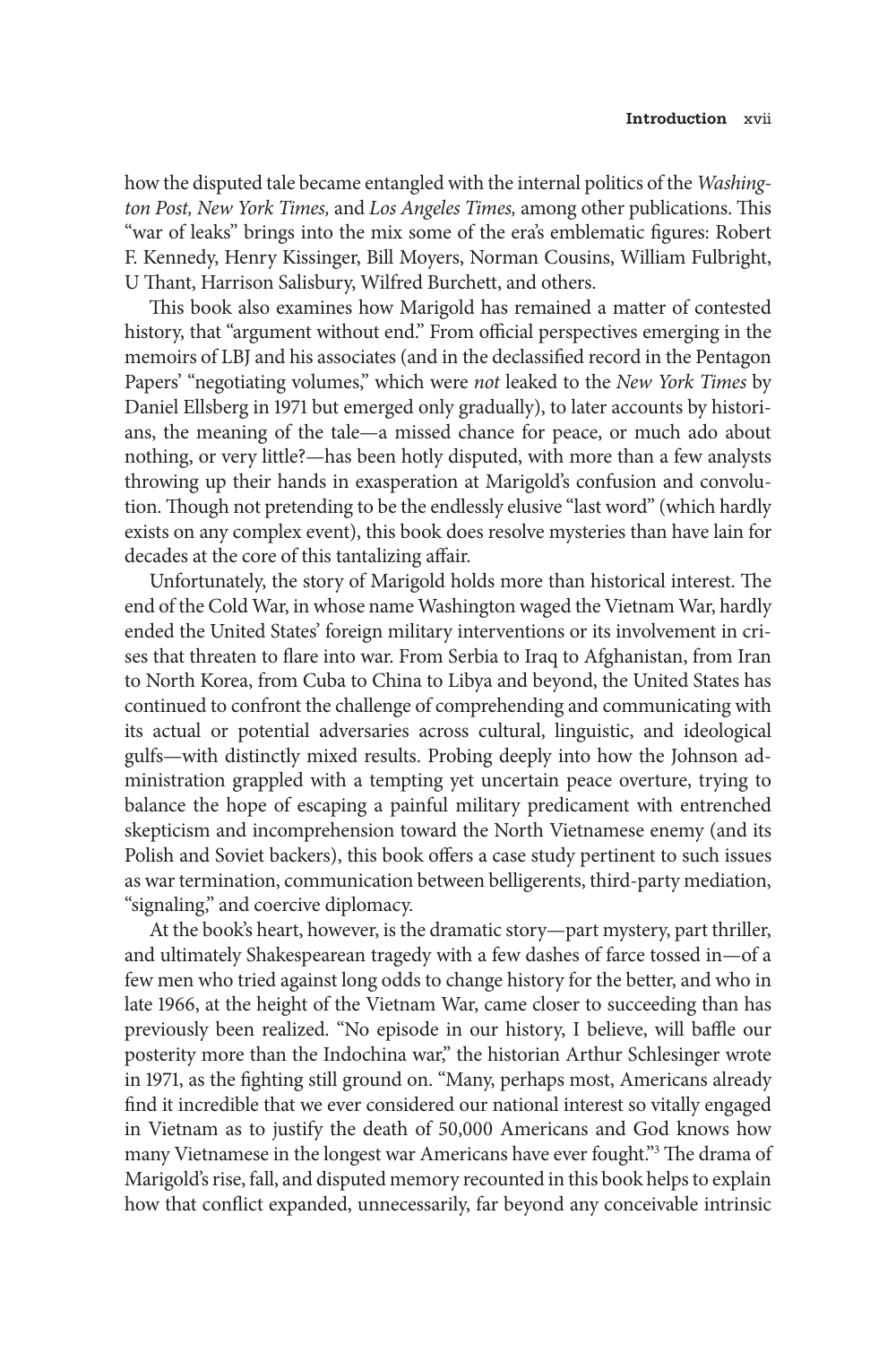how the disputed tale became entangled with the internal politics of the *Washington Post, New York Times,* and *Los Angeles Times,* among other publications. This "war of leaks" brings into the mix some of the era's emblematic figures: Robert F. Kennedy, Henry Kissinger, Bill Moyers, Norman Cousins, William Fulbright, U Thant, Harrison Salisbury, Wilfred Burchett, and others.

This book also examines how Marigold has remained a matter of contested history, that "argument without end." From official perspectives emerging in the memoirs of LBJ and his associates (and in the declassified record in the Pentagon Papers' "negotiating volumes," which were *not* leaked to the *New York Times* by Daniel Ellsberg in 1971 but emerged only gradually), to later accounts by historians, the meaning of the tale—a missed chance for peace, or much ado about nothing, or very little?—has been hotly disputed, with more than a few analysts throwing up their hands in exasperation at Marigold's confusion and convolution. Though not pretending to be the endlessly elusive "last word" (which hardly exists on any complex event), this book does resolve mysteries than have lain for decades at the core of this tantalizing affair.

Unfortunately, the story of Marigold holds more than historical interest. The end of the Cold War, in whose name Washington waged the Vietnam War, hardly ended the United States' foreign military interventions or its involvement in crises that threaten to flare into war. From Serbia to Iraq to Afghanistan, from Iran to North Korea, from Cuba to China to Libya and beyond, the United States has continued to confront the challenge of comprehending and communicating with its actual or potential adversaries across cultural, linguistic, and ideological gulfs—with distinctly mixed results. Probing deeply into how the Johnson administration grappled with a tempting yet uncertain peace overture, trying to balance the hope of escaping a painful military predicament with entrenched skepticism and incomprehension toward the North Vietnamese enemy (and its Polish and Soviet backers), this book offers a case study pertinent to such issues as war termination, communication between belligerents, third-party mediation, "signaling," and coercive diplomacy.

At the book's heart, however, is the dramatic story—part mystery, part thriller, and ultimately Shakespearean tragedy with a few dashes of farce tossed in—of a few men who tried against long odds to change history for the better, and who in late 1966, at the height of the Vietnam War, came closer to succeeding than has previously been realized. "No episode in our history, I believe, will baffle our posterity more than the Indochina war," the historian Arthur Schlesinger wrote in 1971, as the fighting still ground on. "Many, perhaps most, Americans already find it incredible that we ever considered our national interest so vitally engaged in Vietnam as to justify the death of 50,000 Americans and God knows how many Vietnamese in the longest war Americans have ever fought."[3] The drama of Marigold's rise, fall, and disputed memory recounted in this book helps to explain how that conflict expanded, unnecessarily, far beyond any conceivable intrinsic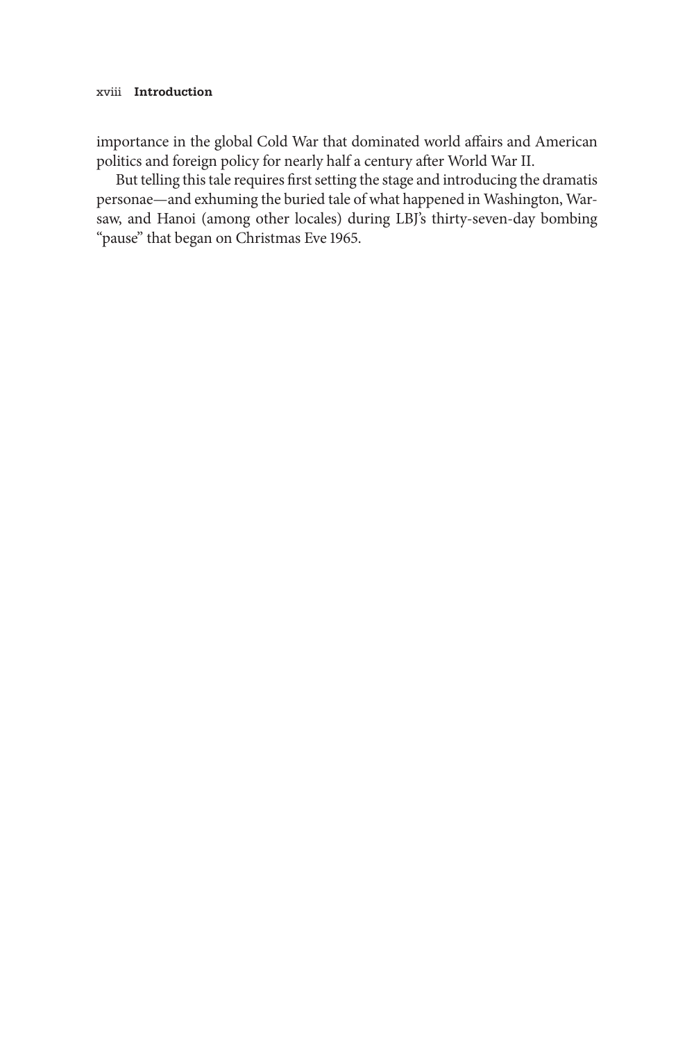importance in the global Cold War that dominated world affairs and American politics and foreign policy for nearly half a century after World War II.

But telling this tale requires first setting the stage and introducing the dramatis personae—and exhuming the buried tale of what happened in Washington, Warsaw, and Hanoi (among other locales) during LBJ's thirty-seven-day bombing "pause" that began on Christmas Eve 1965.